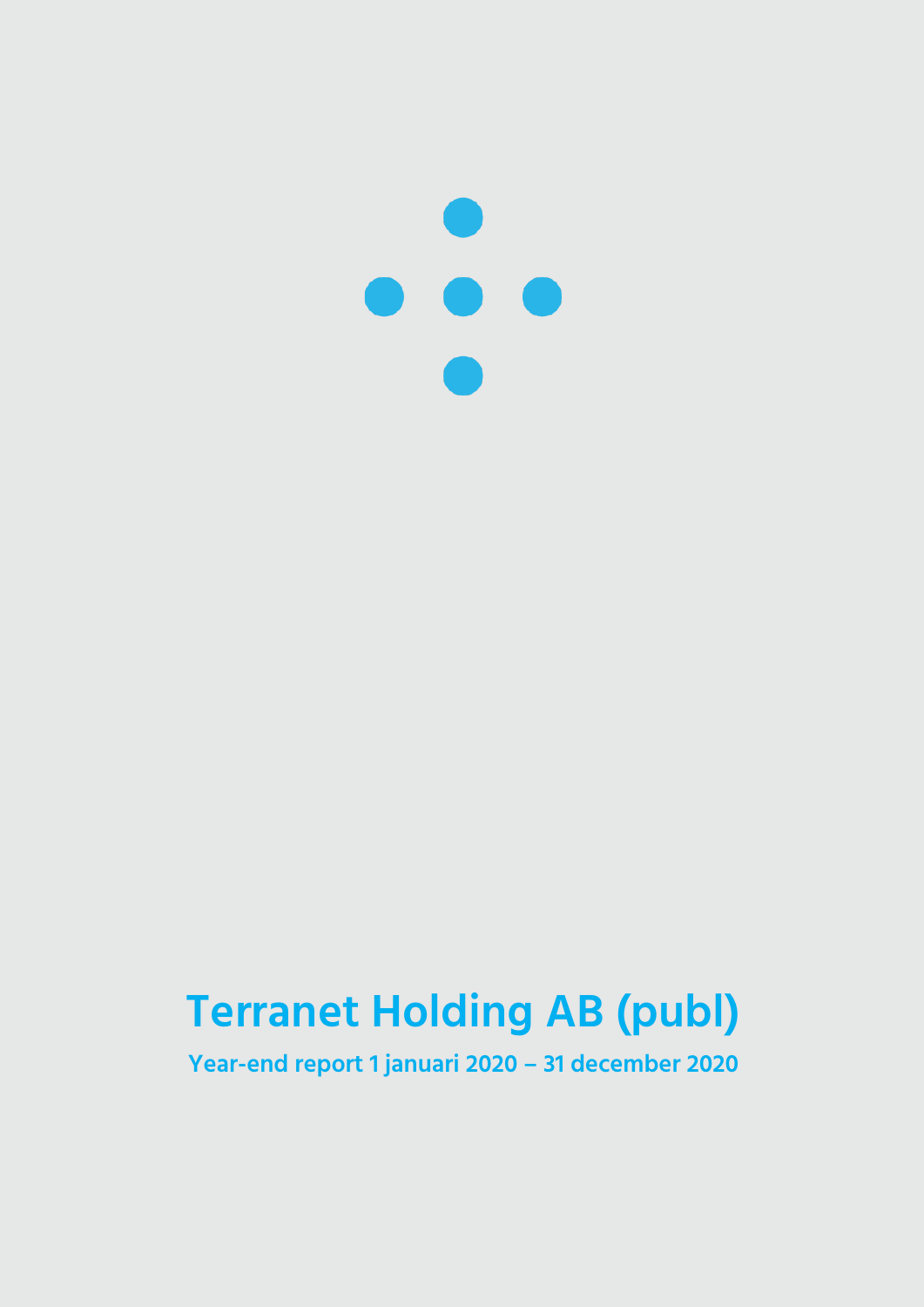# Terranet Holding AB (publ)

**Year-end report 1 januari 2020 – 31 december 2020**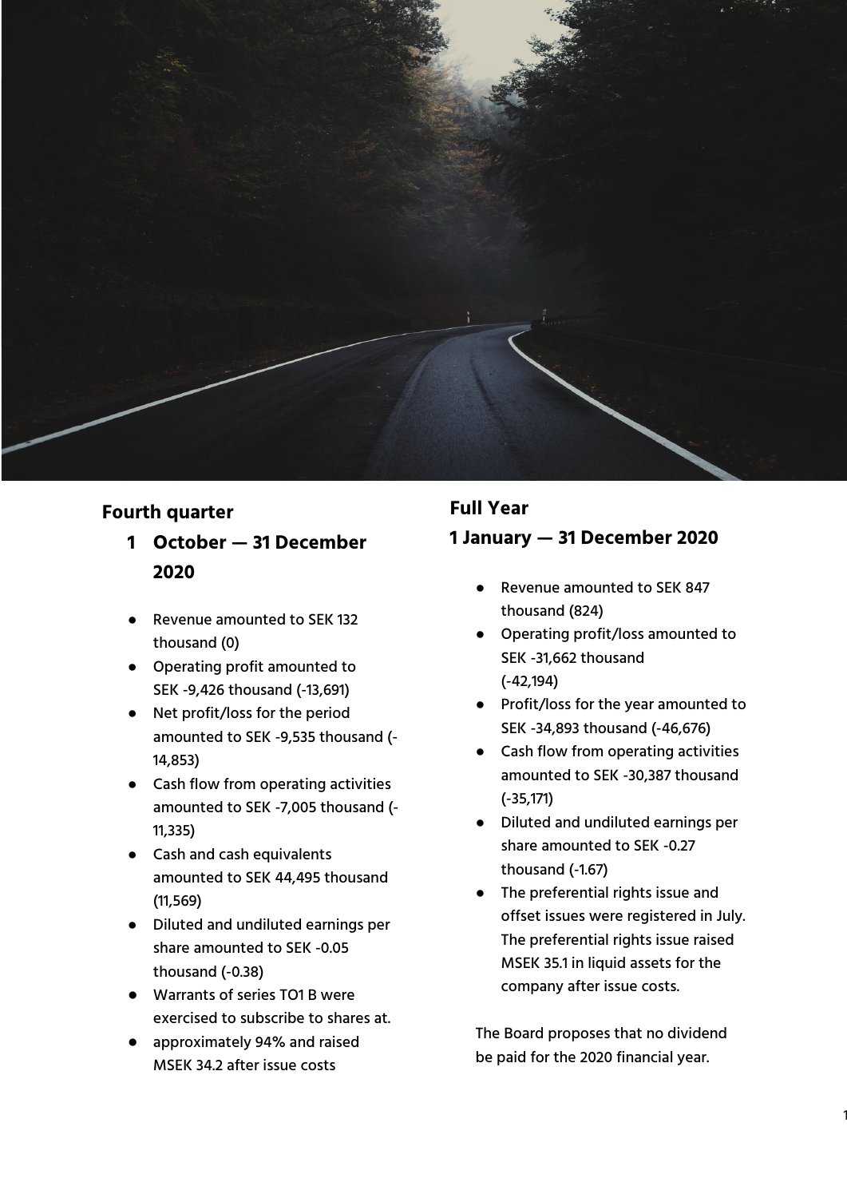## Fourth quarter

### 1 October — 31 December 2020

- Revenue amounted to SEK 132 thousand (0)
- Operating profit amounted to SEK -9,426 thousand (-13,691)
- Net profit/loss for the period amounted to SEK -9,535 thousand (-14,853)
- Cash flow from operating activities amounted to SEK -7,005 thousand (-11,335)
- Cash and cash equivalents amounted to SEK 44,495 thousand (11,569)
- Diluted and undiluted earnings per share amounted to SEK -0.05 thousand (-0.38)
- Warrants of series TO1 B were exercised to subscribe to shares at.
- approximately 94% and raised MSEK 34.2 after issue costs

## Full Year

### 1 January — 31 December 2020

- Revenue amounted to SEK 847 thousand (824)
- Operating profit/loss amounted to SEK -31,662 thousand (-42,194)
- Profit/loss for the year amounted to SEK -34,893 thousand (-46,676)
- Cash flow from operating activities amounted to SEK -30,387 thousand (-35,171)
- Diluted and undiluted earnings per share amounted to SEK -0.27 thousand (-1.67)
- The preferential rights issue and offset issues were registered in July. The preferential rights issue raised MSEK 35.1 in liquid assets for the company after issue costs.

The Board proposes that no dividend be paid for the 2020 financial year.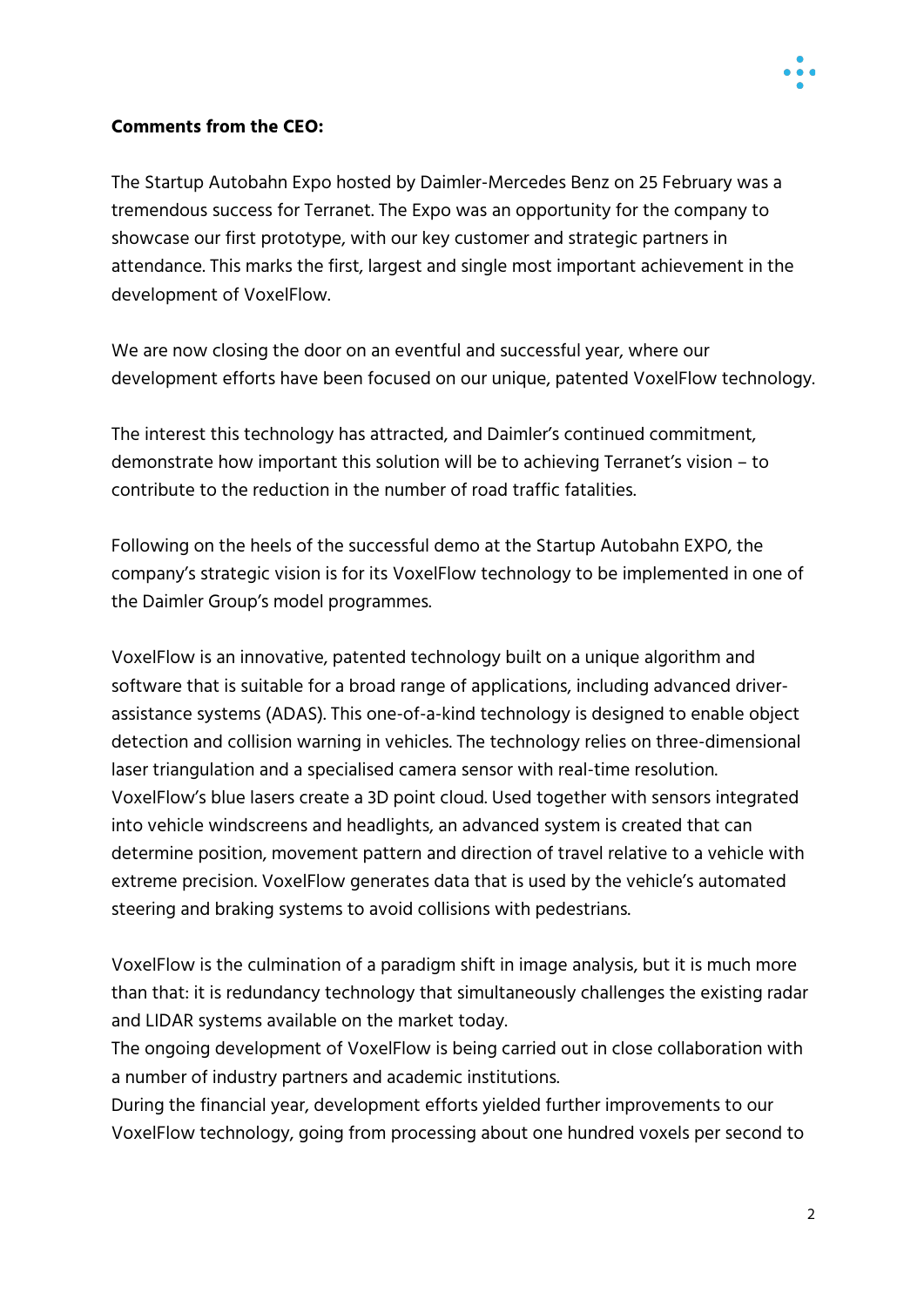**Comments from the CEO:**

The Startup Autobahn Expo hosted by Daimler-Mercedes Benz on 25 February was a tremendous success for Terranet. The Expo was an opportunity for the company to showcase our first prototype, with our key customer and strategic partners in attendance. This marks the first, largest and single most important achievement in the development of VoxelFlow.

We are now closing the door on an eventful and successful year, where our development efforts have been focused on our unique, patented VoxelFlow technology.

The interest this technology has attracted, and Daimler's continued commitment, demonstrate how important this solution will be to achieving Terranet's vision – to contribute to the reduction in the number of road traffic fatalities.

Following on the heels of the successful demo at the Startup Autobahn EXPO, the company's strategic vision is for its VoxelFlow technology to be implemented in one of the Daimler Group's model programmes.

VoxelFlow is an innovative, patented technology built on a unique algorithm and software that is suitable for a broad range of applications, including advanced driver-assistance systems (ADAS). This one-of-a-kind technology is designed to enable object detection and collision warning in vehicles. The technology relies on three-dimensional laser triangulation and a specialised camera sensor with real-time resolution. VoxelFlow's blue lasers create a 3D point cloud. Used together with sensors integrated into vehicle windscreens and headlights, an advanced system is created that can determine position, movement pattern and direction of travel relative to a vehicle with extreme precision. VoxelFlow generates data that is used by the vehicle's automated steering and braking systems to avoid collisions with pedestrians.

VoxelFlow is the culmination of a paradigm shift in image analysis, but it is much more than that: it is redundancy technology that simultaneously challenges the existing radar and LIDAR systems available on the market today.
The ongoing development of VoxelFlow is being carried out in close collaboration with a number of industry partners and academic institutions.
During the financial year, development efforts yielded further improvements to our VoxelFlow technology, going from processing about one hundred voxels per second to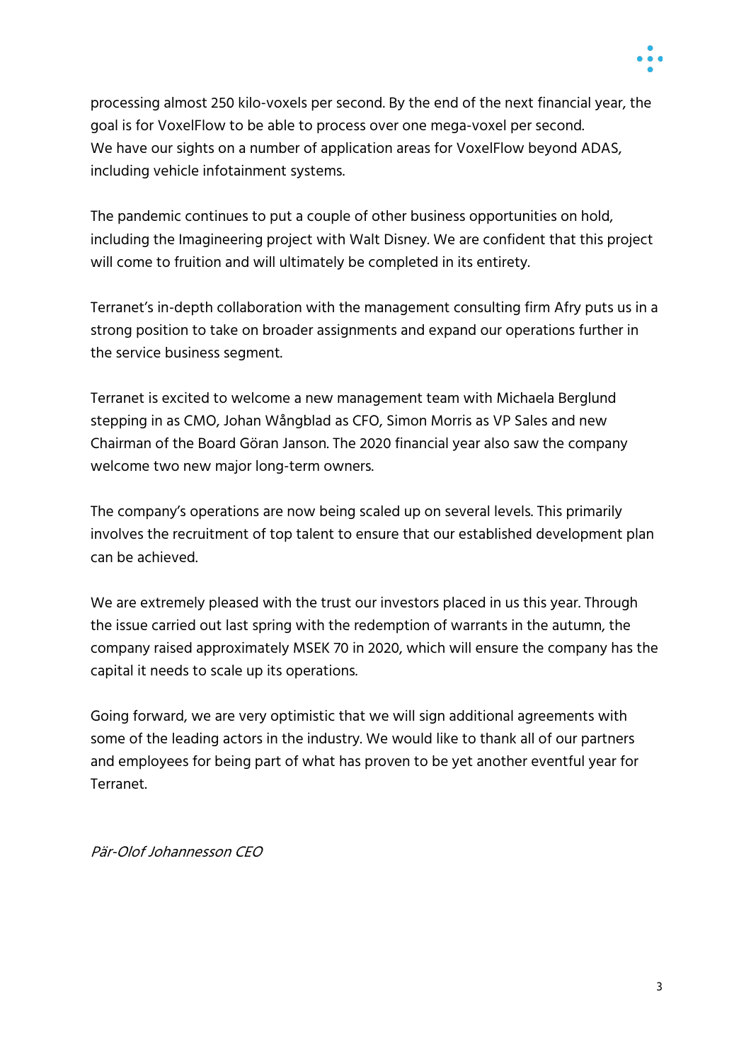processing almost 250 kilo-voxels per second. By the end of the next financial year, the goal is for VoxelFlow to be able to process over one mega-voxel per second.
We have our sights on a number of application areas for VoxelFlow beyond ADAS, including vehicle infotainment systems.

The pandemic continues to put a couple of other business opportunities on hold, including the Imagineering project with Walt Disney. We are confident that this project will come to fruition and will ultimately be completed in its entirety.

Terranet's in-depth collaboration with the management consulting firm Afry puts us in a strong position to take on broader assignments and expand our operations further in the service business segment.

Terranet is excited to welcome a new management team with Michaela Berglund stepping in as CMO, Johan Wångblad as CFO, Simon Morris as VP Sales and new Chairman of the Board Göran Janson. The 2020 financial year also saw the company welcome two new major long-term owners.

The company's operations are now being scaled up on several levels. This primarily involves the recruitment of top talent to ensure that our established development plan can be achieved.

We are extremely pleased with the trust our investors placed in us this year. Through the issue carried out last spring with the redemption of warrants in the autumn, the company raised approximately MSEK 70 in 2020, which will ensure the company has the capital it needs to scale up its operations.

Going forward, we are very optimistic that we will sign additional agreements with some of the leading actors in the industry. We would like to thank all of our partners and employees for being part of what has proven to be yet another eventful year for Terranet.

*Pär-Olof Johannesson CEO*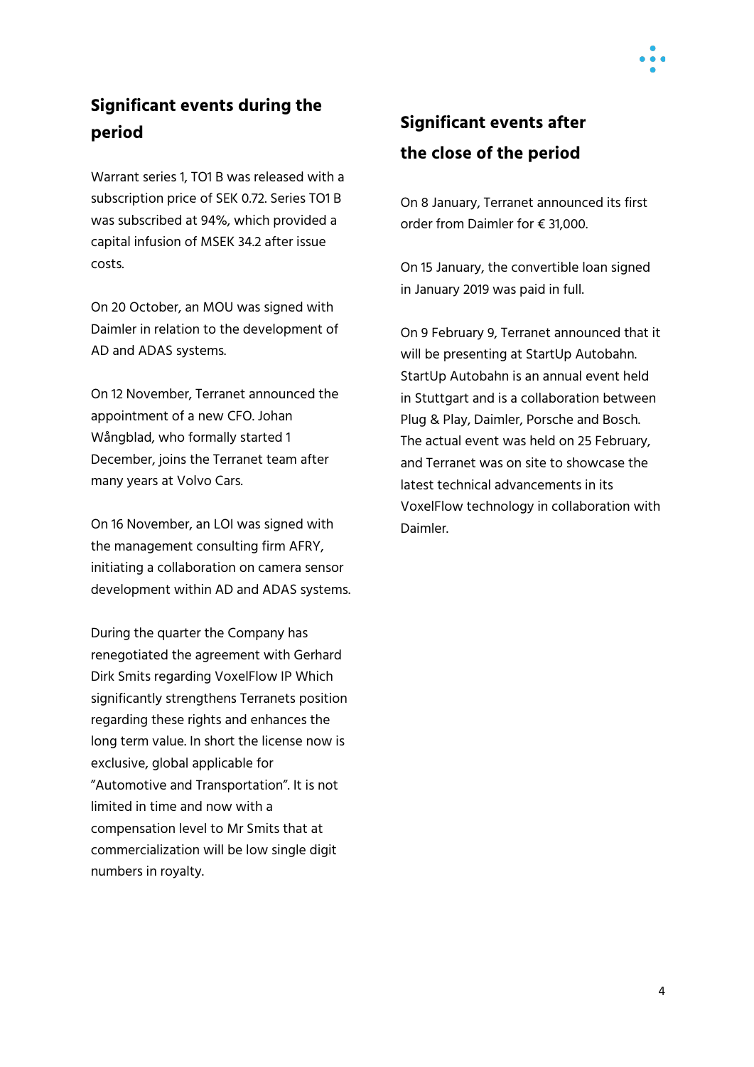## Significant events during the period

Warrant series 1, TO1 B was released with a subscription price of SEK 0.72. Series TO1 B was subscribed at 94%, which provided a capital infusion of MSEK 34.2 after issue costs.

On 20 October, an MOU was signed with Daimler in relation to the development of AD and ADAS systems.

On 12 November, Terranet announced the appointment of a new CFO. Johan Wångblad, who formally started 1 December, joins the Terranet team after many years at Volvo Cars.

On 16 November, an LOI was signed with the management consulting firm AFRY, initiating a collaboration on camera sensor development within AD and ADAS systems.

During the quarter the Company has renegotiated the agreement with Gerhard Dirk Smits regarding VoxelFlow IP Which significantly strengthens Terranets position regarding these rights and enhances the long term value. In short the license now is exclusive, global applicable for "Automotive and Transportation". It is not limited in time and now with a compensation level to Mr Smits that at commercialization will be low single digit numbers in royalty.

## Significant events after the close of the period

On 8 January, Terranet announced its first order from Daimler for € 31,000.

On 15 January, the convertible loan signed in January 2019 was paid in full.

On 9 February 9, Terranet announced that it will be presenting at StartUp Autobahn. StartUp Autobahn is an annual event held in Stuttgart and is a collaboration between Plug & Play, Daimler, Porsche and Bosch. The actual event was held on 25 February, and Terranet was on site to showcase the latest technical advancements in its VoxelFlow technology in collaboration with Daimler.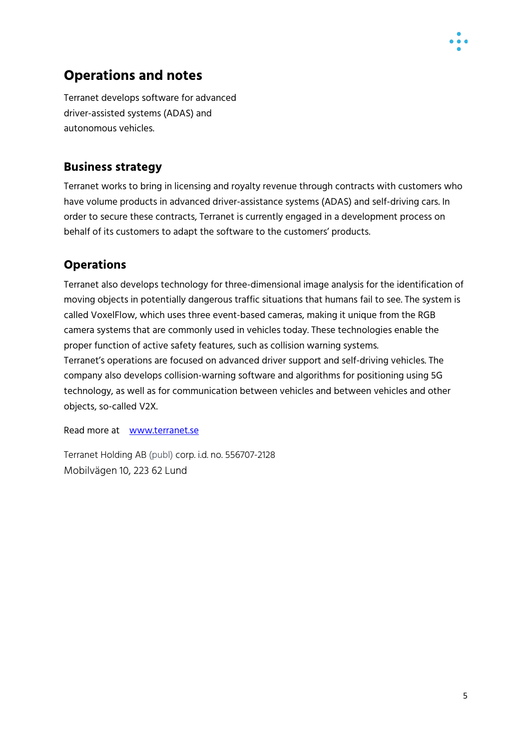# Operations and notes

Terranet develops software for advanced driver-assisted systems (ADAS) and autonomous vehicles.

## Business strategy

Terranet works to bring in licensing and royalty revenue through contracts with customers who have volume products in advanced driver-assistance systems (ADAS) and self-driving cars. In order to secure these contracts, Terranet is currently engaged in a development process on behalf of its customers to adapt the software to the customers' products.

## Operations

Terranet also develops technology for three-dimensional image analysis for the identification of moving objects in potentially dangerous traffic situations that humans fail to see. The system is called VoxelFlow, which uses three event-based cameras, making it unique from the RGB camera systems that are commonly used in vehicles today. These technologies enable the proper function of active safety features, such as collision warning systems.
Terranet's operations are focused on advanced driver support and self-driving vehicles. The company also develops collision-warning software and algorithms for positioning using 5G technology, as well as for communication between vehicles and between vehicles and other objects, so-called V2X.

Read more at [www.terranet.se](http://www.terranet.se)

Terranet Holding AB (publ) corp. i.d. no. 556707-2128
Mobilvägen 10, 223 62 Lund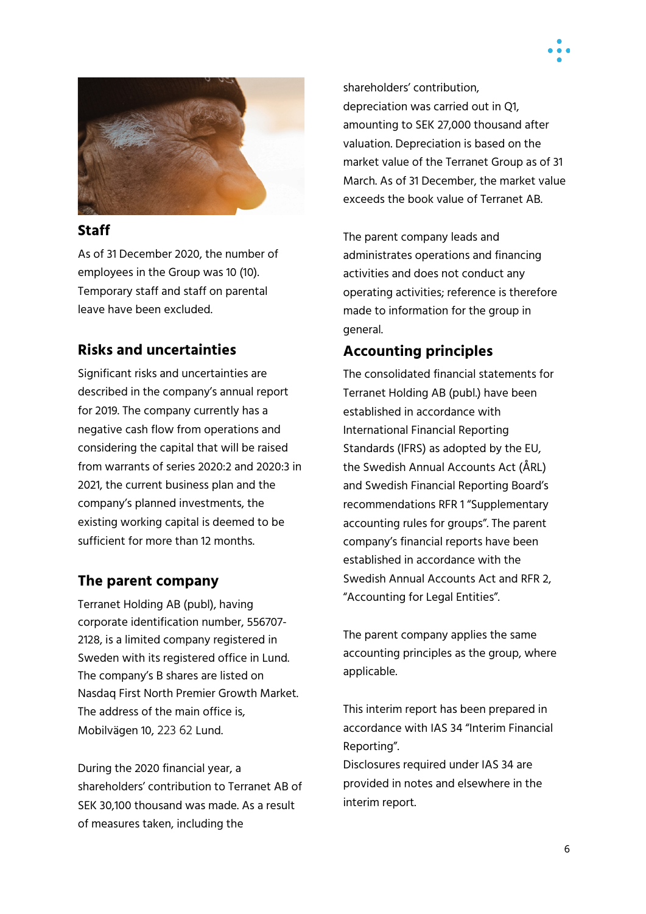## Staff

As of 31 December 2020, the number of employees in the Group was 10 (10). Temporary staff and staff on parental leave have been excluded.

## Risks and uncertainties

Significant risks and uncertainties are described in the company's annual report for 2019. The company currently has a negative cash flow from operations and considering the capital that will be raised from warrants of series 2020:2 and 2020:3 in 2021, the current business plan and the company's planned investments, the existing working capital is deemed to be sufficient for more than 12 months.

## The parent company

Terranet Holding AB (publ), having corporate identification number, 556707-2128, is a limited company registered in Sweden with its registered office in Lund. The company's B shares are listed on Nasdaq First North Premier Growth Market. The address of the main office is, Mobilvägen 10, 223 62 Lund.

During the 2020 financial year, a shareholders' contribution to Terranet AB of SEK 30,100 thousand was made. As a result of measures taken, including the shareholders' contribution, depreciation was carried out in Q1, amounting to SEK 27,000 thousand after valuation. Depreciation is based on the market value of the Terranet Group as of 31 March. As of 31 December, the market value exceeds the book value of Terranet AB.

The parent company leads and administrates operations and financing activities and does not conduct any operating activities; reference is therefore made to information for the group in general.

## Accounting principles

The consolidated financial statements for Terranet Holding AB (publ.) have been established in accordance with International Financial Reporting Standards (IFRS) as adopted by the EU, the Swedish Annual Accounts Act (ÅRL) and Swedish Financial Reporting Board's recommendations RFR 1 "Supplementary accounting rules for groups". The parent company's financial reports have been established in accordance with the Swedish Annual Accounts Act and RFR 2, "Accounting for Legal Entities".

The parent company applies the same accounting principles as the group, where applicable.

This interim report has been prepared in accordance with IAS 34 "Interim Financial Reporting".
Disclosures required under IAS 34 are provided in notes and elsewhere in the interim report.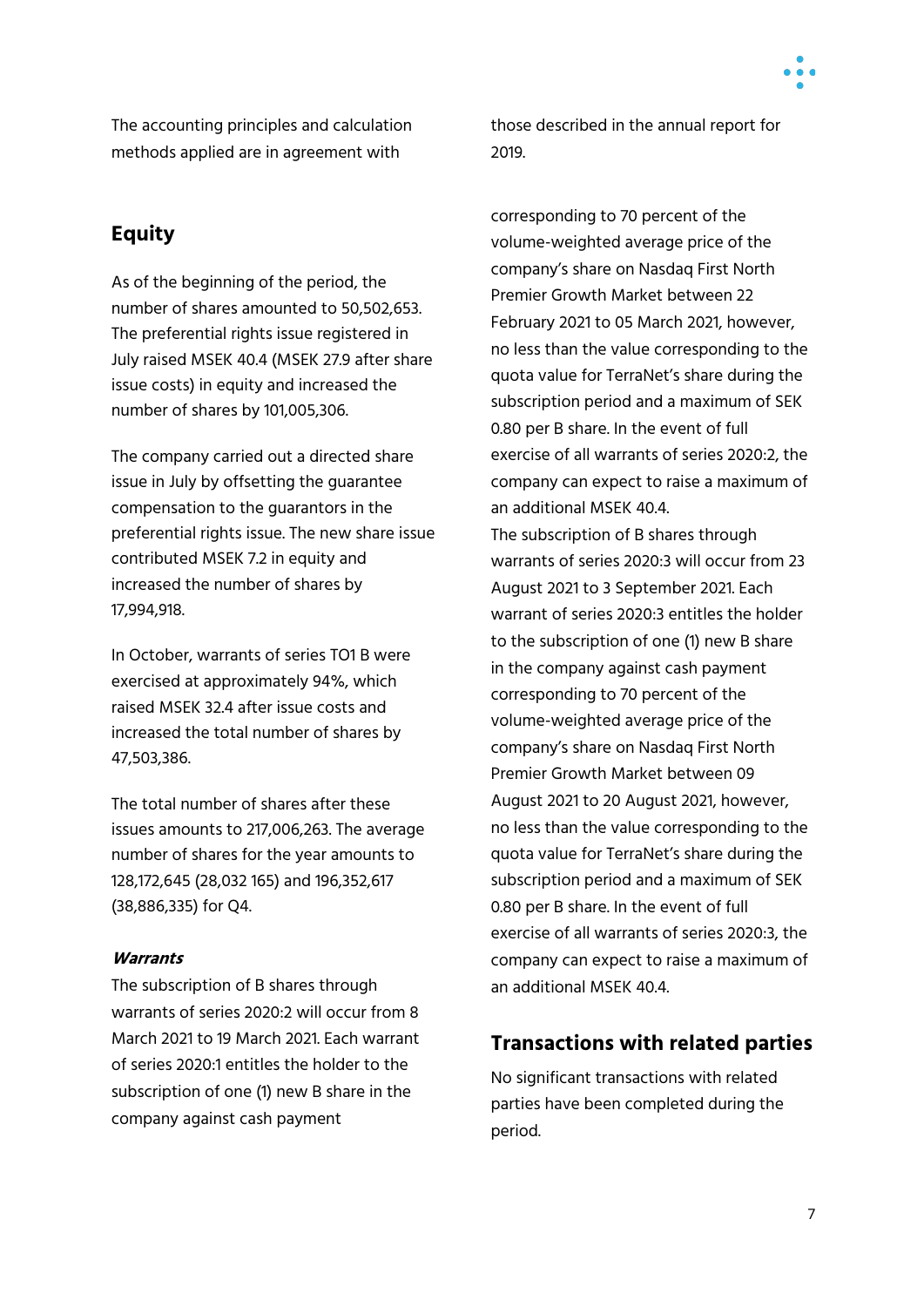The accounting principles and calculation methods applied are in agreement with those described in the annual report for 2019.

## Equity

As of the beginning of the period, the number of shares amounted to 50,502,653. The preferential rights issue registered in July raised MSEK 40.4 (MSEK 27.9 after share issue costs) in equity and increased the number of shares by 101,005,306.

The company carried out a directed share issue in July by offsetting the guarantee compensation to the guarantors in the preferential rights issue. The new share issue contributed MSEK 7.2 in equity and increased the number of shares by 17,994,918.

In October, warrants of series TO1 B were exercised at approximately 94%, which raised MSEK 32.4 after issue costs and increased the total number of shares by 47,503,386.

The total number of shares after these issues amounts to 217,006,263. The average number of shares for the year amounts to 128,172,645 (28,032 165) and 196,352,617 (38,886,335) for Q4.

### *Warrants*

The subscription of B shares through warrants of series 2020:2 will occur from 8 March 2021 to 19 March 2021. Each warrant of series 2020:1 entitles the holder to the subscription of one (1) new B share in the company against cash payment corresponding to 70 percent of the volume-weighted average price of the company's share on Nasdaq First North Premier Growth Market between 22 February 2021 to 05 March 2021, however, no less than the value corresponding to the quota value for TerraNet's share during the subscription period and a maximum of SEK 0.80 per B share. In the event of full exercise of all warrants of series 2020:2, the company can expect to raise a maximum of an additional MSEK 40.4.
The subscription of B shares through warrants of series 2020:3 will occur from 23 August 2021 to 3 September 2021. Each warrant of series 2020:3 entitles the holder to the subscription of one (1) new B share in the company against cash payment corresponding to 70 percent of the volume-weighted average price of the company's share on Nasdaq First North Premier Growth Market between 09 August 2021 to 20 August 2021, however, no less than the value corresponding to the quota value for TerraNet's share during the subscription period and a maximum of SEK 0.80 per B share. In the event of full exercise of all warrants of series 2020:3, the company can expect to raise a maximum of an additional MSEK 40.4.

## Transactions with related parties

No significant transactions with related parties have been completed during the period.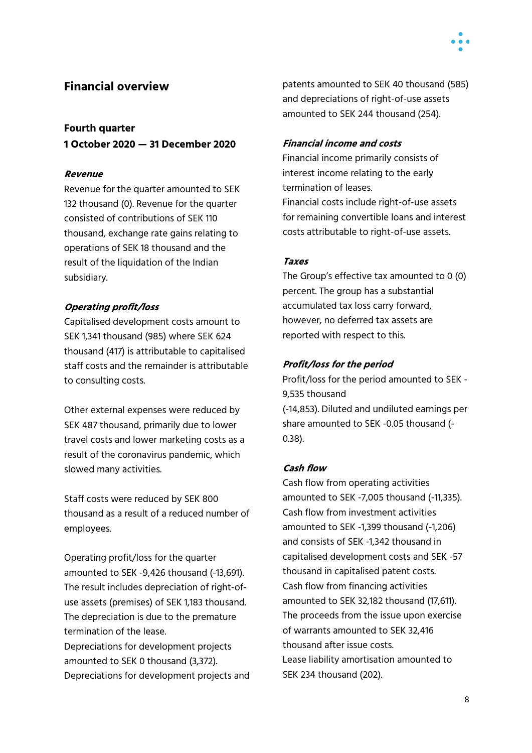## Financial overview

### Fourth quarter
### 1 October 2020 — 31 December 2020

***Revenue***

Revenue for the quarter amounted to SEK 132 thousand (0). Revenue for the quarter consisted of contributions of SEK 110 thousand, exchange rate gains relating to operations of SEK 18 thousand and the result of the liquidation of the Indian subsidiary.

***Operating profit/loss***

Capitalised development costs amount to SEK 1,341 thousand (985) where SEK 624 thousand (417) is attributable to capitalised staff costs and the remainder is attributable to consulting costs.

Other external expenses were reduced by SEK 487 thousand, primarily due to lower travel costs and lower marketing costs as a result of the coronavirus pandemic, which slowed many activities.

Staff costs were reduced by SEK 800 thousand as a result of a reduced number of employees.

Operating profit/loss for the quarter amounted to SEK -9,426 thousand (-13,691). The result includes depreciation of right-of-use assets (premises) of SEK 1,183 thousand. The depreciation is due to the premature termination of the lease.
Depreciations for development projects amounted to SEK 0 thousand (3,372). Depreciations for development projects and patents amounted to SEK 40 thousand (585) and depreciations of right-of-use assets amounted to SEK 244 thousand (254).

***Financial income and costs***

Financial income primarily consists of interest income relating to the early termination of leases.
Financial costs include right-of-use assets for remaining convertible loans and interest costs attributable to right-of-use assets.

***Taxes***

The Group's effective tax amounted to 0 (0) percent. The group has a substantial accumulated tax loss carry forward, however, no deferred tax assets are reported with respect to this.

***Profit/loss for the period***

Profit/loss for the period amounted to SEK -9,535 thousand
(-14,853). Diluted and undiluted earnings per share amounted to SEK -0.05 thousand (-0.38).

***Cash flow***

Cash flow from operating activities amounted to SEK -7,005 thousand (-11,335). Cash flow from investment activities amounted to SEK -1,399 thousand (-1,206) and consists of SEK -1,342 thousand in capitalised development costs and SEK -57 thousand in capitalised patent costs.
Cash flow from financing activities amounted to SEK 32,182 thousand (17,611). The proceeds from the issue upon exercise of warrants amounted to SEK 32,416 thousand after issue costs.
Lease liability amortisation amounted to SEK 234 thousand (202).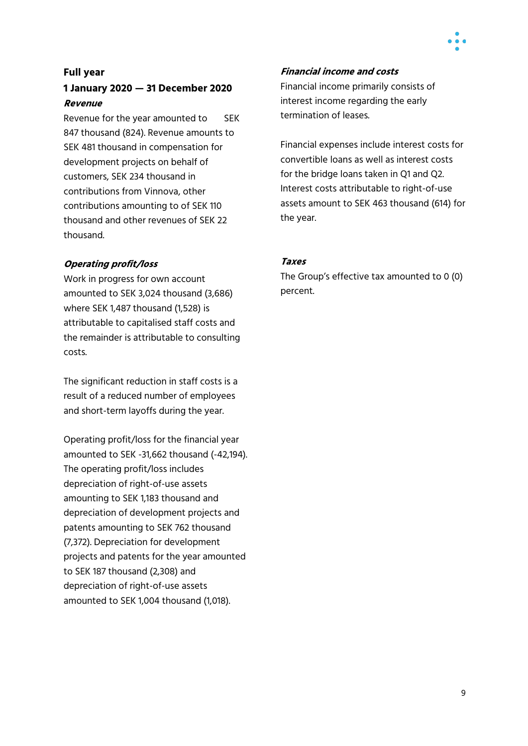## Full year

## 1 January 2020 — 31 December 2020

### *Revenue*

Revenue for the year amounted to SEK 847 thousand (824). Revenue amounts to SEK 481 thousand in compensation for development projects on behalf of customers, SEK 234 thousand in contributions from Vinnova, other contributions amounting to of SEK 110 thousand and other revenues of SEK 22 thousand.

### *Operating profit/loss*

Work in progress for own account amounted to SEK 3,024 thousand (3,686) where SEK 1,487 thousand (1,528) is attributable to capitalised staff costs and the remainder is attributable to consulting costs.

The significant reduction in staff costs is a result of a reduced number of employees and short-term layoffs during the year.

Operating profit/loss for the financial year amounted to SEK -31,662 thousand (-42,194). The operating profit/loss includes depreciation of right-of-use assets amounting to SEK 1,183 thousand and depreciation of development projects and patents amounting to SEK 762 thousand (7,372). Depreciation for development projects and patents for the year amounted to SEK 187 thousand (2,308) and depreciation of right-of-use assets amounted to SEK 1,004 thousand (1,018).

### *Financial income and costs*

Financial income primarily consists of interest income regarding the early termination of leases.

Financial expenses include interest costs for convertible loans as well as interest costs for the bridge loans taken in Q1 and Q2. Interest costs attributable to right-of-use assets amount to SEK 463 thousand (614) for the year.

### *Taxes*

The Group's effective tax amounted to 0 (0) percent.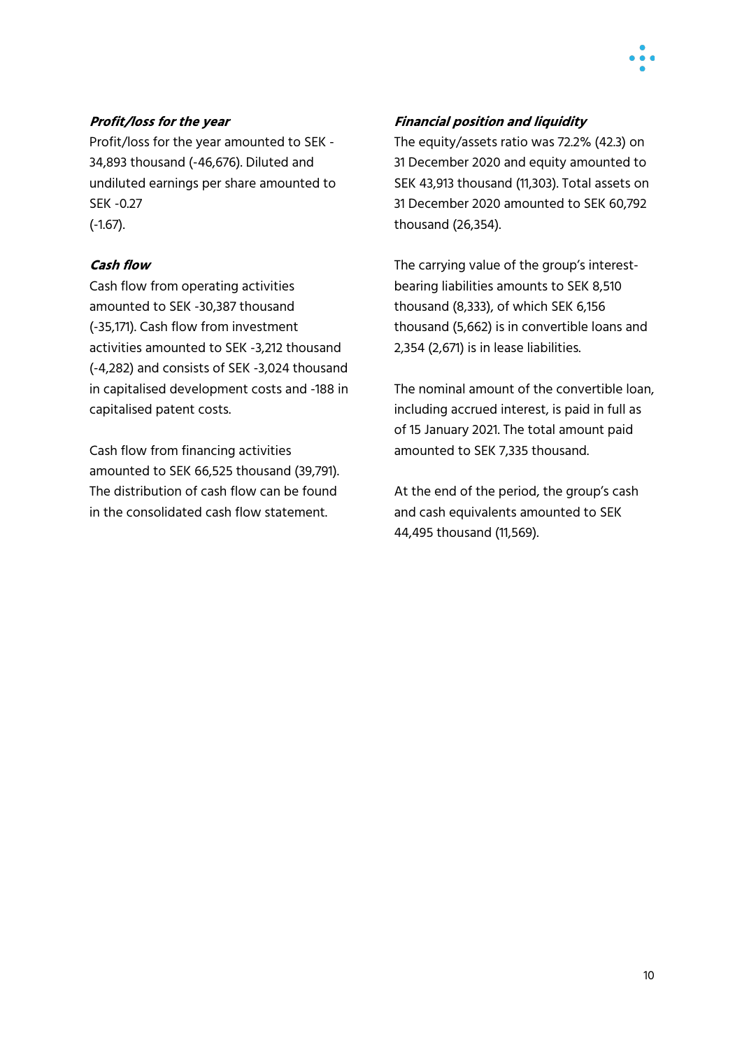***Profit/loss for the year***

Profit/loss for the year amounted to SEK -34,893 thousand (-46,676). Diluted and undiluted earnings per share amounted to SEK -0.27 (-1.67).

***Cash flow***

Cash flow from operating activities amounted to SEK -30,387 thousand (-35,171). Cash flow from investment activities amounted to SEK -3,212 thousand (-4,282) and consists of SEK -3,024 thousand in capitalised development costs and -188 in capitalised patent costs.

Cash flow from financing activities amounted to SEK 66,525 thousand (39,791). The distribution of cash flow can be found in the consolidated cash flow statement.

***Financial position and liquidity***

The equity/assets ratio was 72.2% (42.3) on 31 December 2020 and equity amounted to SEK 43,913 thousand (11,303). Total assets on 31 December 2020 amounted to SEK 60,792 thousand (26,354).

The carrying value of the group's interest-bearing liabilities amounts to SEK 8,510 thousand (8,333), of which SEK 6,156 thousand (5,662) is in convertible loans and 2,354 (2,671) is in lease liabilities.

The nominal amount of the convertible loan, including accrued interest, is paid in full as of 15 January 2021. The total amount paid amounted to SEK 7,335 thousand.

At the end of the period, the group's cash and cash equivalents amounted to SEK 44,495 thousand (11,569).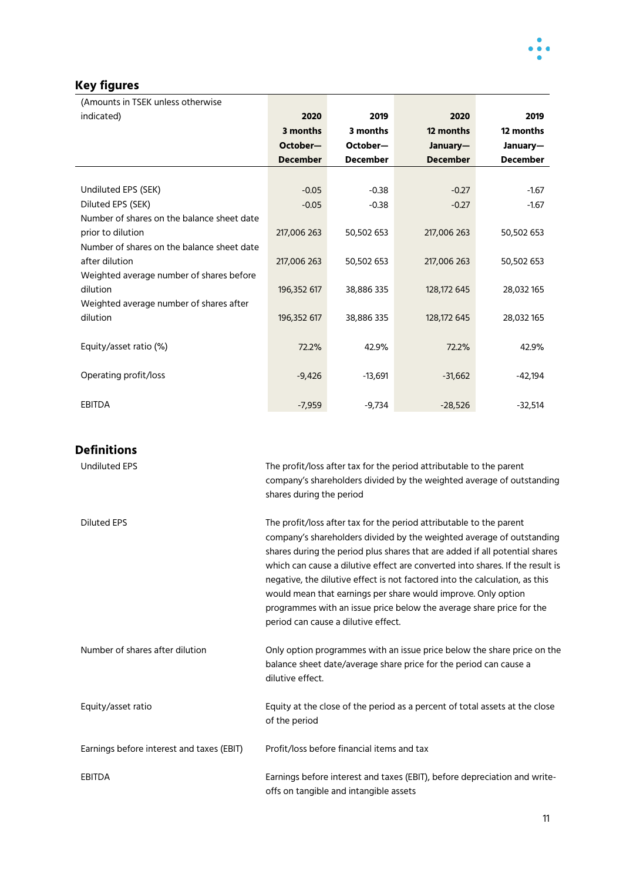## Key figures

| (Amounts in TSEK unless otherwise indicated) | 2020 3 months October–December | 2019 3 months October–December | 2020 12 months January–December | 2019 12 months January–December |
|---|---|---|---|---|
| Undiluted EPS (SEK) | -0.05 | -0.38 | -0.27 | -1.67 |
| Diluted EPS (SEK) | -0.05 | -0.38 | -0.27 | -1.67 |
| Number of shares on the balance sheet date prior to dilution | 217,006 263 | 50,502 653 | 217,006 263 | 50,502 653 |
| Number of shares on the balance sheet date after dilution | 217,006 263 | 50,502 653 | 217,006 263 | 50,502 653 |
| Weighted average number of shares before dilution | 196,352 617 | 38,886 335 | 128,172 645 | 28,032 165 |
| Weighted average number of shares after dilution | 196,352 617 | 38,886 335 | 128,172 645 | 28,032 165 |
| Equity/asset ratio (%) | 72.2% | 42.9% | 72.2% | 42.9% |
| Operating profit/loss | -9,426 | -13,691 | -31,662 | -42,194 |
| EBITDA | -7,959 | -9,734 | -28,526 | -32,514 |

## Definitions

| | |
|---|---|
| Undiluted EPS | The profit/loss after tax for the period attributable to the parent company's shareholders divided by the weighted average of outstanding shares during the period |
| Diluted EPS | The profit/loss after tax for the period attributable to the parent company's shareholders divided by the weighted average of outstanding shares during the period plus shares that are added if all potential shares which can cause a dilutive effect are converted into shares. If the result is negative, the dilutive effect is not factored into the calculation, as this would mean that earnings per share would improve. Only option programmes with an issue price below the average share price for the period can cause a dilutive effect. |
| Number of shares after dilution | Only option programmes with an issue price below the share price on the balance sheet date/average share price for the period can cause a dilutive effect. |
| Equity/asset ratio | Equity at the close of the period as a percent of total assets at the close of the period |
| Earnings before interest and taxes (EBIT) | Profit/loss before financial items and tax |
| EBITDA | Earnings before interest and taxes (EBIT), before depreciation and write-offs on tangible and intangible assets |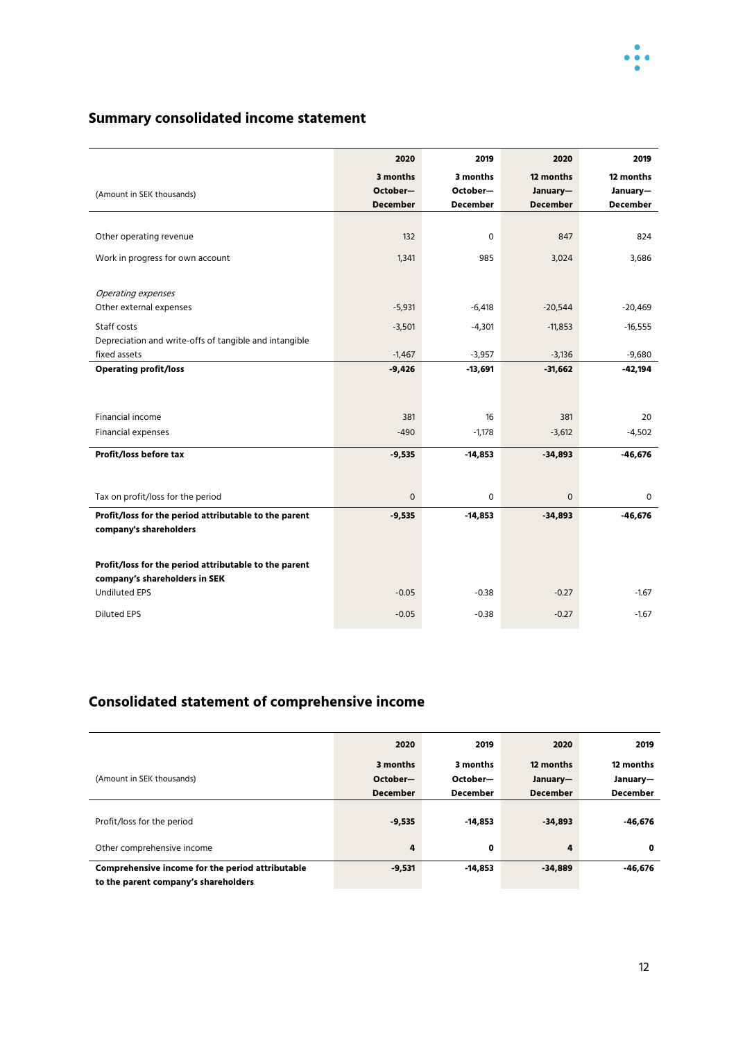## Summary consolidated income statement

| (Amount in SEK thousands) | 2020<br>3 months<br>October—<br>December | 2019<br>3 months<br>October—<br>December | 2020<br>12 months<br>January—<br>December | 2019<br>12 months<br>January—<br>December |
|---|---|---|---|---|
| Other operating revenue | 132 | 0 | 847 | 824 |
| Work in progress for own account | 1,341 | 985 | 3,024 | 3,686 |
| *Operating expenses* | | | | |
| Other external expenses | -5,931 | -6,418 | -20,544 | -20,469 |
| Staff costs | -3,501 | -4,301 | -11,853 | -16,555 |
| Depreciation and write-offs of tangible and intangible fixed assets | -1,467 | -3,957 | -3,136 | -9,680 |
| **Operating profit/loss** | **-9,426** | **-13,691** | **-31,662** | **-42,194** |
| Financial income | 381 | 16 | 381 | 20 |
| Financial expenses | -490 | -1,178 | -3,612 | -4,502 |
| **Profit/loss before tax** | **-9,535** | **-14,853** | **-34,893** | **-46,676** |
| Tax on profit/loss for the period | 0 | 0 | 0 | 0 |
| **Profit/loss for the period attributable to the parent company's shareholders** | **-9,535** | **-14,853** | **-34,893** | **-46,676** |
| **Profit/loss for the period attributable to the parent company's shareholders in SEK** | | | | |
| Undiluted EPS | -0.05 | -0.38 | -0.27 | -1.67 |
| Diluted EPS | -0.05 | -0.38 | -0.27 | -1.67 |

## Consolidated statement of comprehensive income

| (Amount in SEK thousands) | 2020<br>3 months<br>October—<br>December | 2019<br>3 months<br>October—<br>December | 2020<br>12 months<br>January—<br>December | 2019<br>12 months<br>January—<br>December |
|---|---|---|---|---|
| Profit/loss for the period | **-9,535** | **-14,853** | **-34,893** | **-46,676** |
| Other comprehensive income | **4** | **0** | **4** | **0** |
| **Comprehensive income for the period attributable to the parent company's shareholders** | **-9,531** | **-14,853** | **-34,889** | **-46,676** |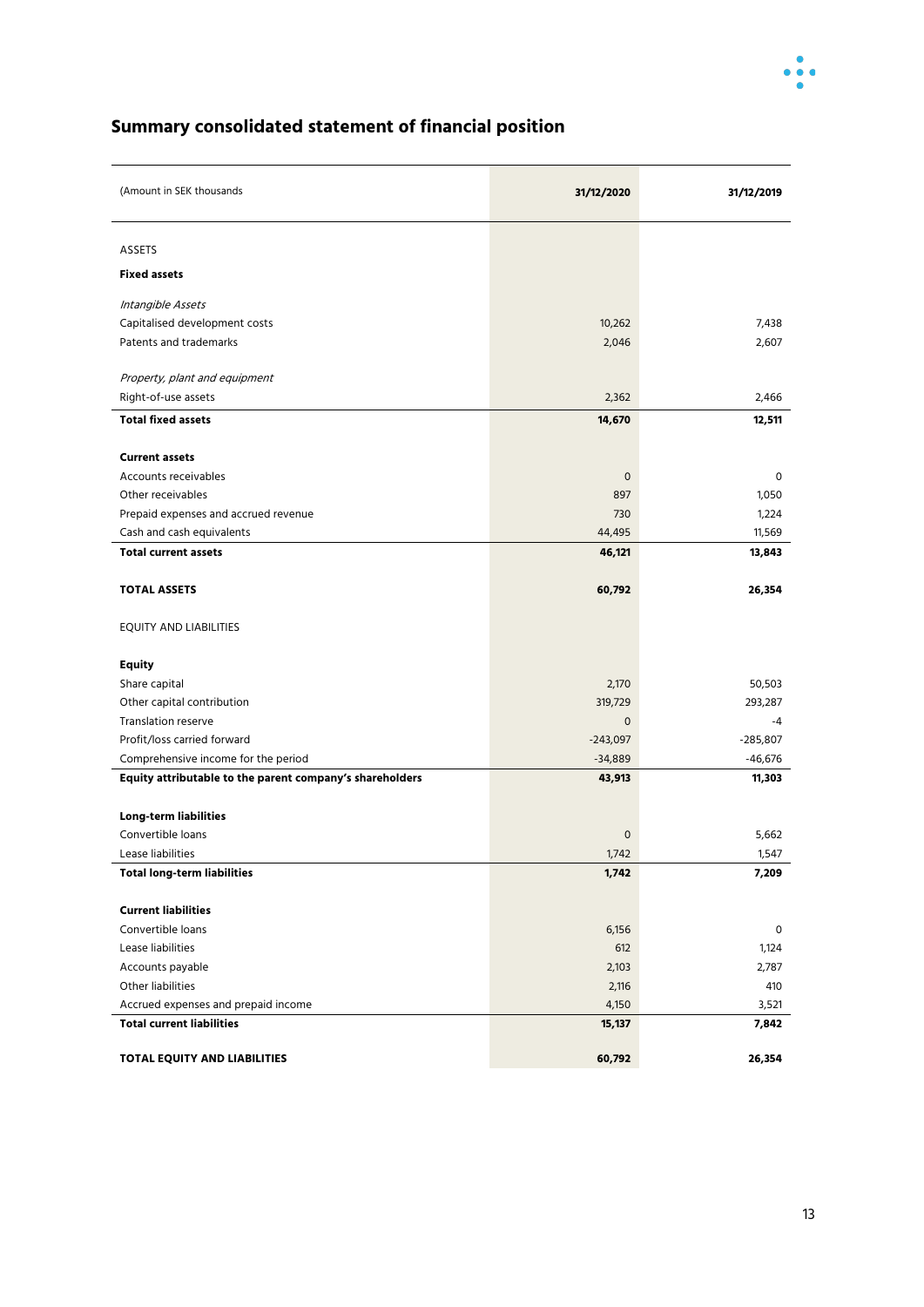## Summary consolidated statement of financial position

| (Amount in SEK thousands | 31/12/2020 | 31/12/2019 |
|---|---|---|
| ASSETS | | |
| **Fixed assets** | | |
| *Intangible Assets* | | |
| Capitalised development costs | 10,262 | 7,438 |
| Patents and trademarks | 2,046 | 2,607 |
| *Property, plant and equipment* | | |
| Right-of-use assets | 2,362 | 2,466 |
| **Total fixed assets** | **14,670** | **12,511** |
| **Current assets** | | |
| Accounts receivables | 0 | 0 |
| Other receivables | 897 | 1,050 |
| Prepaid expenses and accrued revenue | 730 | 1,224 |
| Cash and cash equivalents | 44,495 | 11,569 |
| **Total current assets** | **46,121** | **13,843** |
| **TOTAL ASSETS** | **60,792** | **26,354** |
| EQUITY AND LIABILITIES | | |
| **Equity** | | |
| Share capital | 2,170 | 50,503 |
| Other capital contribution | 319,729 | 293,287 |
| Translation reserve | 0 | -4 |
| Profit/loss carried forward | -243,097 | -285,807 |
| Comprehensive income for the period | -34,889 | -46,676 |
| **Equity attributable to the parent company's shareholders** | **43,913** | **11,303** |
| **Long-term liabilities** | | |
| Convertible loans | 0 | 5,662 |
| Lease liabilities | 1,742 | 1,547 |
| **Total long-term liabilities** | **1,742** | **7,209** |
| **Current liabilities** | | |
| Convertible loans | 6,156 | 0 |
| Lease liabilities | 612 | 1,124 |
| Accounts payable | 2,103 | 2,787 |
| Other liabilities | 2,116 | 410 |
| Accrued expenses and prepaid income | 4,150 | 3,521 |
| **Total current liabilities** | **15,137** | **7,842** |
| **TOTAL EQUITY AND LIABILITIES** | **60,792** | **26,354** |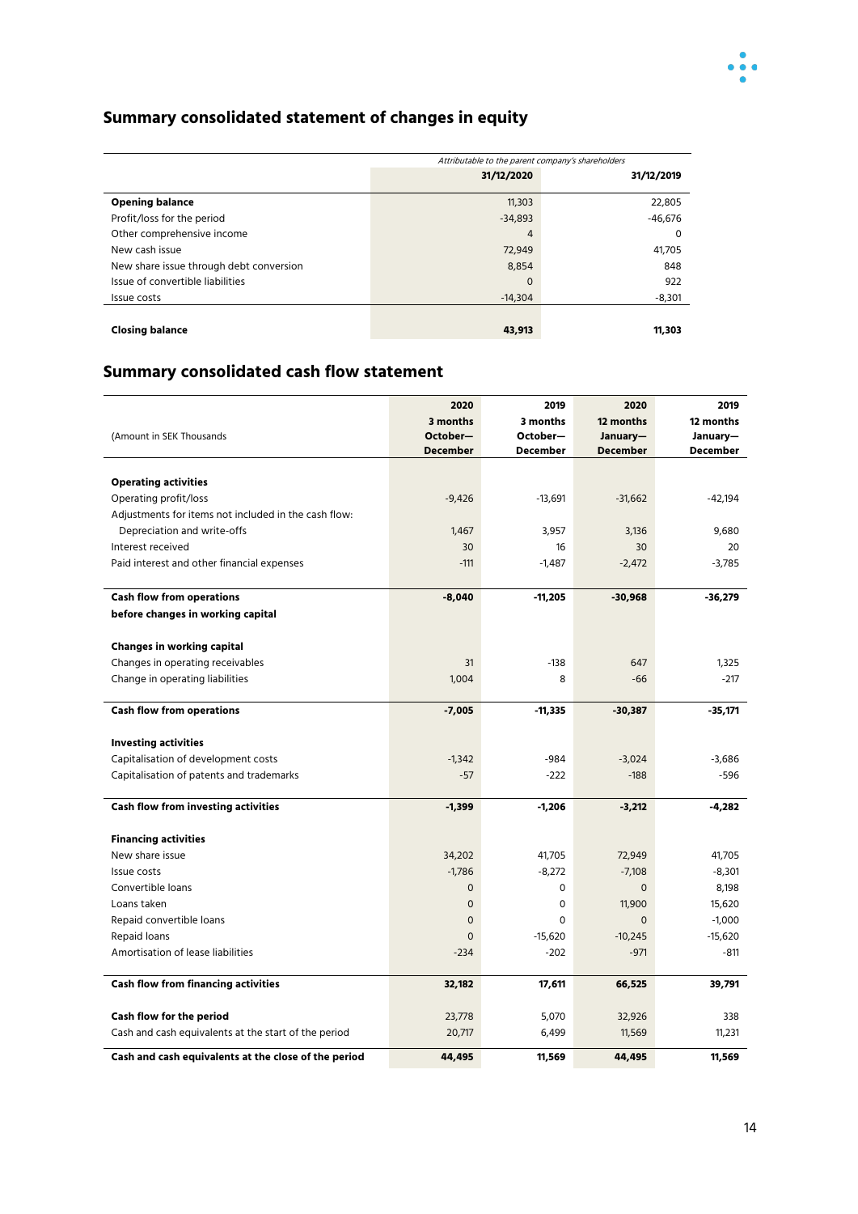## Summary consolidated statement of changes in equity

| | *Attributable to the parent company's shareholders* | |
|---|---|---|
| | **31/12/2020** | **31/12/2019** |
| **Opening balance** | 11,303 | 22,805 |
| Profit/loss for the period | -34,893 | -46,676 |
| Other comprehensive income | 4 | 0 |
| New cash issue | 72,949 | 41,705 |
| New share issue through debt conversion | 8,854 | 848 |
| Issue of convertible liabilities | 0 | 922 |
| Issue costs | -14,304 | -8,301 |
| **Closing balance** | **43,913** | **11,303** |

## Summary consolidated cash flow statement

| (Amount in SEK Thousands | **2020 3 months October—December** | **2019 3 months October—December** | **2020 12 months January—December** | **2019 12 months January—December** |
|---|---|---|---|---|
| **Operating activities** | | | | |
| Operating profit/loss | -9,426 | -13,691 | -31,662 | -42,194 |
| Adjustments for items not included in the cash flow: | | | | |
| Depreciation and write-offs | 1,467 | 3,957 | 3,136 | 9,680 |
| Interest received | 30 | 16 | 30 | 20 |
| Paid interest and other financial expenses | -111 | -1,487 | -2,472 | -3,785 |
| **Cash flow from operations before changes in working capital** | **-8,040** | **-11,205** | **-30,968** | **-36,279** |
| **Changes in working capital** | | | | |
| Changes in operating receivables | 31 | -138 | 647 | 1,325 |
| Change in operating liabilities | 1,004 | 8 | -66 | -217 |
| **Cash flow from operations** | **-7,005** | **-11,335** | **-30,387** | **-35,171** |
| **Investing activities** | | | | |
| Capitalisation of development costs | -1,342 | -984 | -3,024 | -3,686 |
| Capitalisation of patents and trademarks | -57 | -222 | -188 | -596 |
| **Cash flow from investing activities** | **-1,399** | **-1,206** | **-3,212** | **-4,282** |
| **Financing activities** | | | | |
| New share issue | 34,202 | 41,705 | 72,949 | 41,705 |
| Issue costs | -1,786 | -8,272 | -7,108 | -8,301 |
| Convertible loans | 0 | 0 | 0 | 8,198 |
| Loans taken | 0 | 0 | 11,900 | 15,620 |
| Repaid convertible loans | 0 | 0 | 0 | -1,000 |
| Repaid loans | 0 | -15,620 | -10,245 | -15,620 |
| Amortisation of lease liabilities | -234 | -202 | -971 | -811 |
| **Cash flow from financing activities** | **32,182** | **17,611** | **66,525** | **39,791** |
| **Cash flow for the period** | 23,778 | 5,070 | 32,926 | 338 |
| Cash and cash equivalents at the start of the period | 20,717 | 6,499 | 11,569 | 11,231 |
| **Cash and cash equivalents at the close of the period** | **44,495** | **11,569** | **44,495** | **11,569** |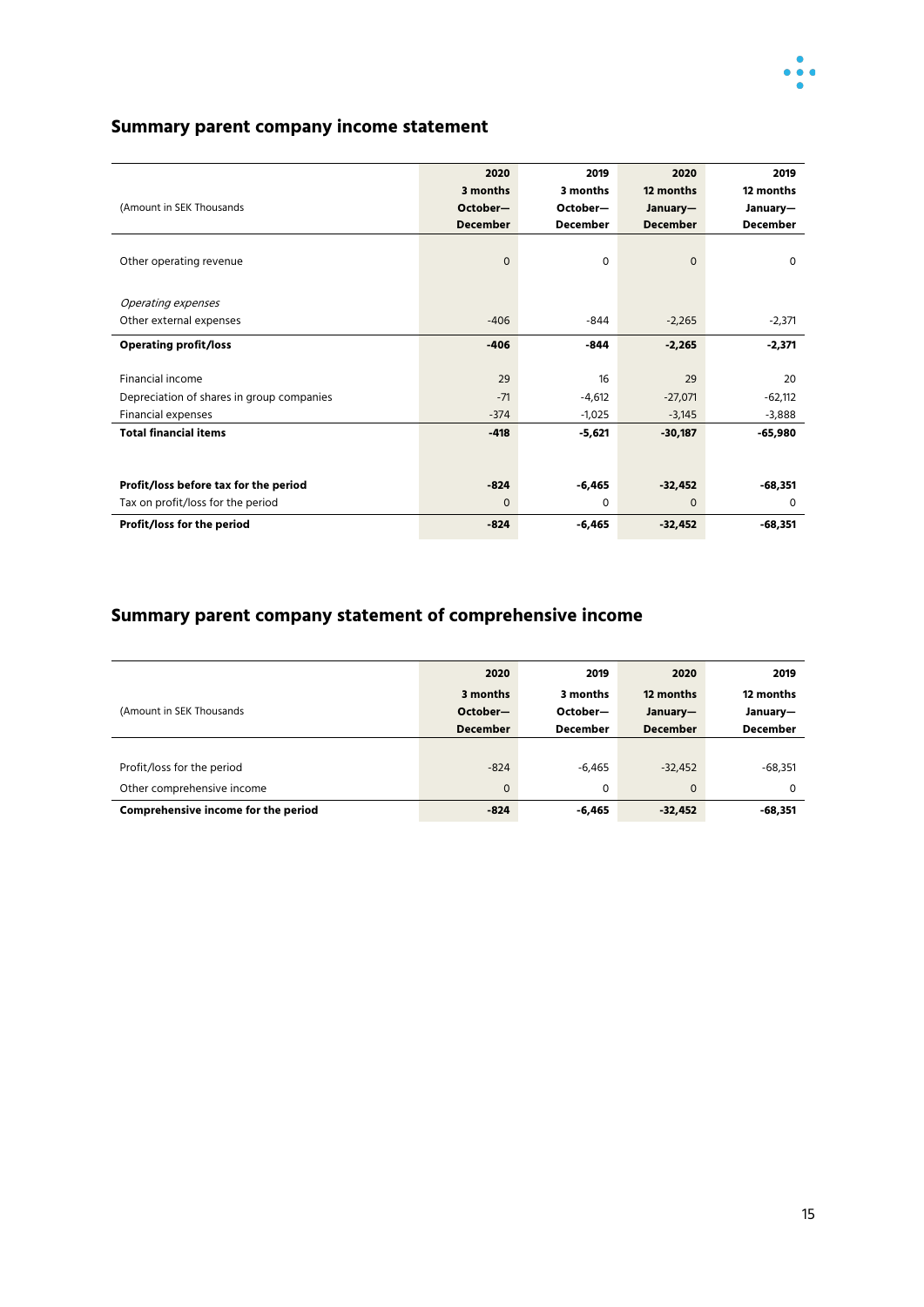## Summary parent company income statement

| (Amount in SEK Thousands | 2020 3 months October— December | 2019 3 months October— December | 2020 12 months January— December | 2019 12 months January— December |
|---|---|---|---|---|
| Other operating revenue | 0 | 0 | 0 | 0 |
| *Operating expenses* | | | | |
| Other external expenses | -406 | -844 | -2,265 | -2,371 |
| **Operating profit/loss** | **-406** | **-844** | **-2,265** | **-2,371** |
| Financial income | 29 | 16 | 29 | 20 |
| Depreciation of shares in group companies | -71 | -4,612 | -27,071 | -62,112 |
| Financial expenses | -374 | -1,025 | -3,145 | -3,888 |
| **Total financial items** | **-418** | **-5,621** | **-30,187** | **-65,980** |
| **Profit/loss before tax for the period** | **-824** | **-6,465** | **-32,452** | **-68,351** |
| Tax on profit/loss for the period | 0 | 0 | 0 | 0 |
| **Profit/loss for the period** | **-824** | **-6,465** | **-32,452** | **-68,351** |

## Summary parent company statement of comprehensive income

| (Amount in SEK Thousands | 2020 3 months October— December | 2019 3 months October— December | 2020 12 months January— December | 2019 12 months January— December |
|---|---|---|---|---|
| Profit/loss for the period | -824 | -6,465 | -32,452 | -68,351 |
| Other comprehensive income | 0 | 0 | 0 | 0 |
| **Comprehensive income for the period** | **-824** | **-6,465** | **-32,452** | **-68,351** |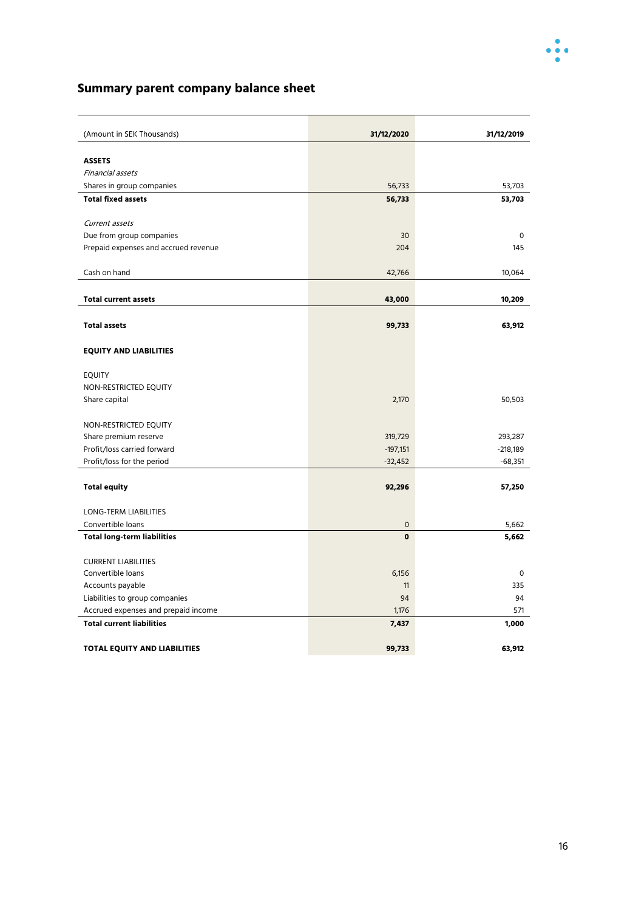## Summary parent company balance sheet

| (Amount in SEK Thousands) | 31/12/2020 | 31/12/2019 |
|---|---|---|
| **ASSETS** | | |
| *Financial assets* | | |
| Shares in group companies | 56,733 | 53,703 |
| **Total fixed assets** | **56,733** | **53,703** |
| | | |
| *Current assets* | | |
| Due from group companies | 30 | 0 |
| Prepaid expenses and accrued revenue | 204 | 145 |
| | | |
| Cash on hand | 42,766 | 10,064 |
| | | |
| **Total current assets** | **43,000** | **10,209** |
| | | |
| **Total assets** | **99,733** | **63,912** |
| | | |
| **EQUITY AND LIABILITIES** | | |
| | | |
| EQUITY | | |
| NON-RESTRICTED EQUITY | | |
| Share capital | 2,170 | 50,503 |
| | | |
| NON-RESTRICTED EQUITY | | |
| Share premium reserve | 319,729 | 293,287 |
| Profit/loss carried forward | -197,151 | -218,189 |
| Profit/loss for the period | -32,452 | -68,351 |
| | | |
| **Total equity** | **92,296** | **57,250** |
| | | |
| LONG-TERM LIABILITIES | | |
| Convertible loans | 0 | 5,662 |
| **Total long-term liabilities** | **0** | **5,662** |
| | | |
| CURRENT LIABILITIES | | |
| Convertible loans | 6,156 | 0 |
| Accounts payable | 11 | 335 |
| Liabilities to group companies | 94 | 94 |
| Accrued expenses and prepaid income | 1,176 | 571 |
| **Total current liabilities** | **7,437** | **1,000** |
| | | |
| **TOTAL EQUITY AND LIABILITIES** | **99,733** | **63,912** |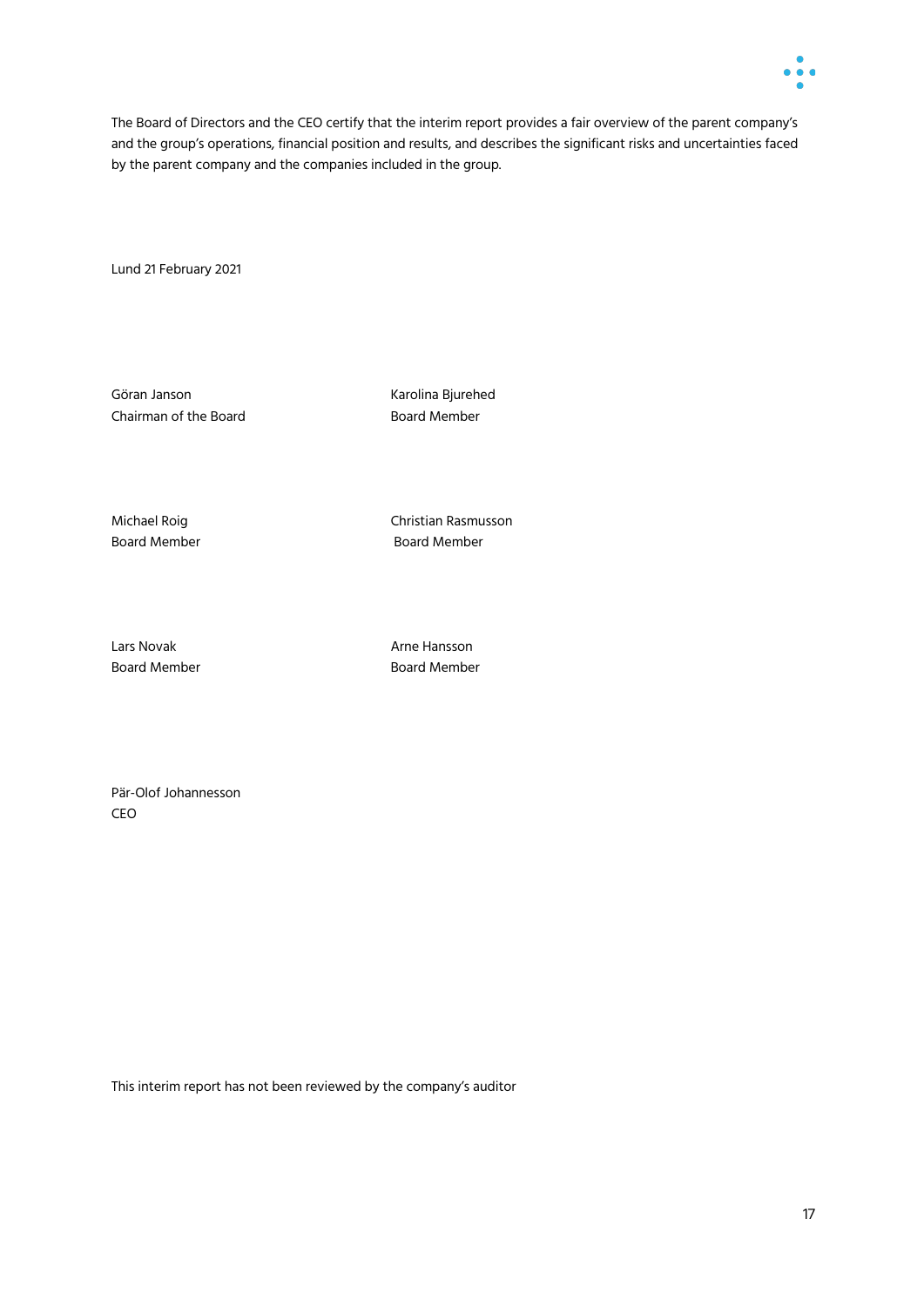The Board of Directors and the CEO certify that the interim report provides a fair overview of the parent company's and the group's operations, financial position and results, and describes the significant risks and uncertainties faced by the parent company and the companies included in the group.

Lund 21 February 2021

Göran Janson
Chairman of the Board

Karolina Bjurehed
Board Member

Michael Roig
Board Member

Christian Rasmusson
Board Member

Lars Novak
Board Member

Arne Hansson
Board Member

Pär-Olof Johannesson
CEO

This interim report has not been reviewed by the company's auditor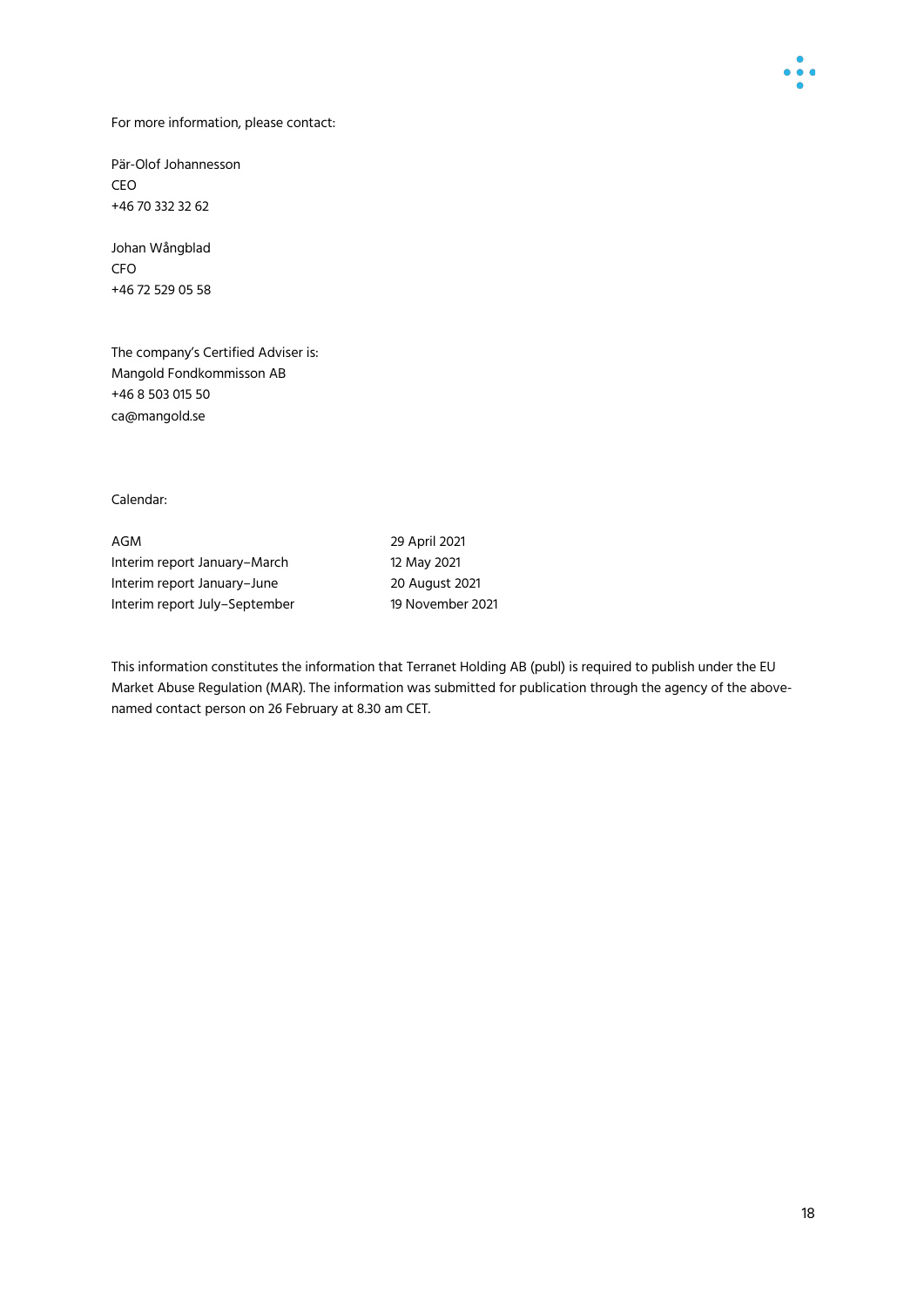For more information, please contact:

Pär-Olof Johannesson
CEO
+46 70 332 32 62

Johan Wångblad
CFO
+46 72 529 05 58

The company's Certified Adviser is:
Mangold Fondkommisson AB
+46 8 503 015 50
ca@mangold.se

Calendar:

| | |
|---|---|
| AGM | 29 April 2021 |
| Interim report January–March | 12 May 2021 |
| Interim report January–June | 20 August 2021 |
| Interim report July–September | 19 November 2021 |

This information constitutes the information that Terranet Holding AB (publ) is required to publish under the EU Market Abuse Regulation (MAR). The information was submitted for publication through the agency of the above-named contact person on 26 February at 8.30 am CET.